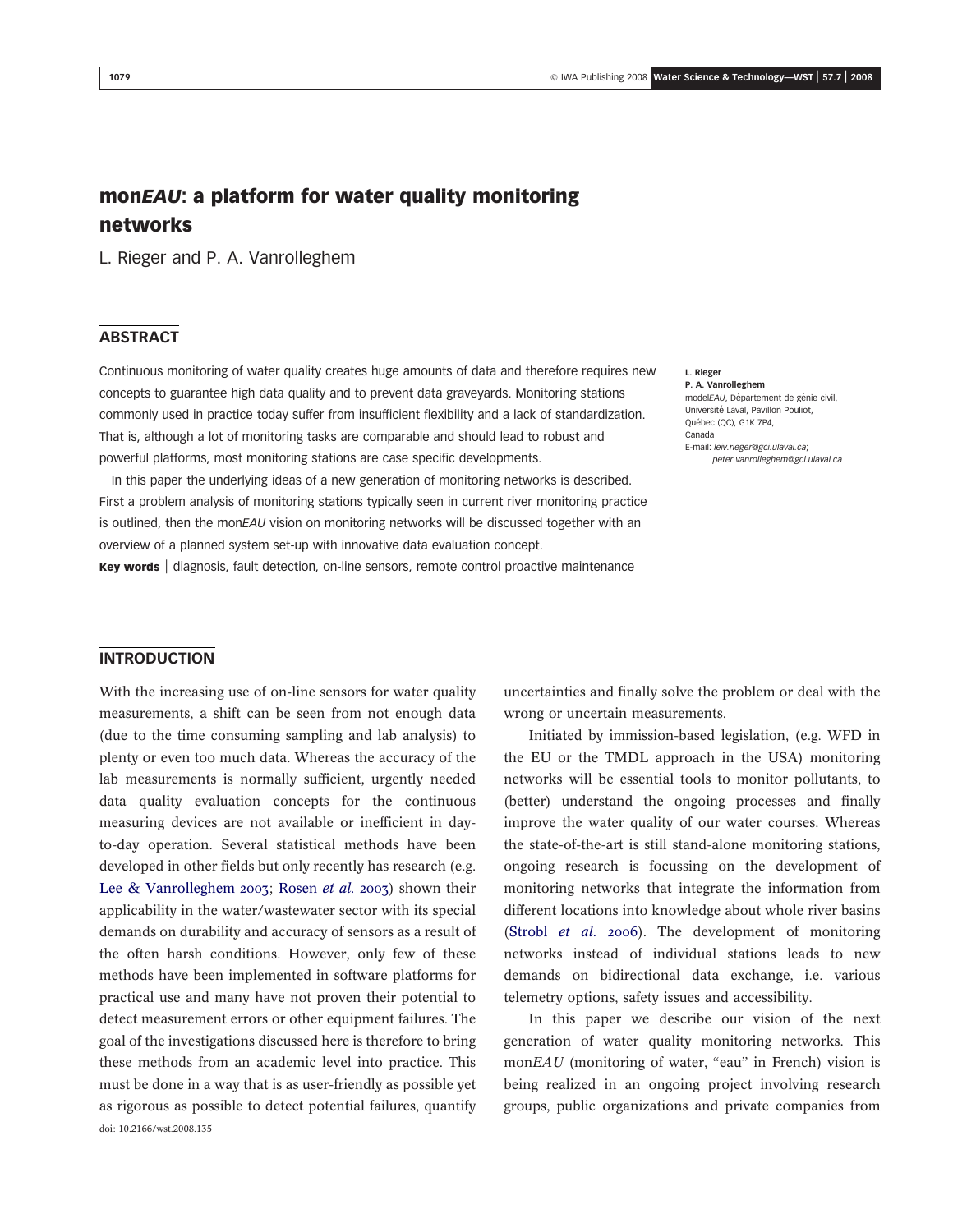# mon*EAU*: a platform for water quality monitoring networks

L. Rieger and P. A. Vanrolleghem

## ABSTRACT

Continuous monitoring of water quality creates huge amounts of data and therefore requires new concepts to guarantee high data quality and to prevent data graveyards. Monitoring stations commonly used in practice today suffer from insufficient flexibility and a lack of standardization. That is, although a lot of monitoring tasks are comparable and should lead to robust and powerful platforms, most monitoring stations are case specific developments.

In this paper the underlying ideas of a new generation of monitoring networks is described. First a problem analysis of monitoring stations typically seen in current river monitoring practice is outlined, then the mon*EAU* vision on monitoring networks will be discussed together with an overview of a planned system set-up with innovative data evaluation concept.

**Key words** | diagnosis, fault detection, on-line sensors, remote control proactive maintenance

**L. Rieger**
**P. A. Vanrolleghem**
model*EAU*, Département de génie civil, Université Laval, Pavillon Pouliot, Québec (QC), G1K 7P4, Canada
E-mail: *leiv.rieger@gci.ulaval.ca*; *peter.vanrolleghem@gci.ulaval.ca*

## INTRODUCTION

With the increasing use of on-line sensors for water quality measurements, a shift can be seen from not enough data (due to the time consuming sampling and lab analysis) to plenty or even too much data. Whereas the accuracy of the lab measurements is normally sufficient, urgently needed data quality evaluation concepts for the continuous measuring devices are not available or inefficient in day-to-day operation. Several statistical methods have been developed in other fields but only recently has research (e.g. Lee & Vanrolleghem 2003; Rosen *et al.* 2003) shown their applicability in the water/wastewater sector with its special demands on durability and accuracy of sensors as a result of the often harsh conditions. However, only few of these methods have been implemented in software platforms for practical use and many have not proven their potential to detect measurement errors or other equipment failures. The goal of the investigations discussed here is therefore to bring these methods from an academic level into practice. This must be done in a way that is as user-friendly as possible yet as rigorous as possible to detect potential failures, quantify uncertainties and finally solve the problem or deal with the wrong or uncertain measurements.

Initiated by immission-based legislation, (e.g. WFD in the EU or the TMDL approach in the USA) monitoring networks will be essential tools to monitor pollutants, to (better) understand the ongoing processes and finally improve the water quality of our water courses. Whereas the state-of-the-art is still stand-alone monitoring stations, ongoing research is focussing on the development of monitoring networks that integrate the information from different locations into knowledge about whole river basins (Strobl *et al.* 2006). The development of monitoring networks instead of individual stations leads to new demands on bidirectional data exchange, i.e. various telemetry options, safety issues and accessibility.

In this paper we describe our vision of the next generation of water quality monitoring networks. This mon*EAU* (monitoring of water, "eau" in French) vision is being realized in an ongoing project involving research groups, public organizations and private companies from

doi: 10.2166/wst.2008.135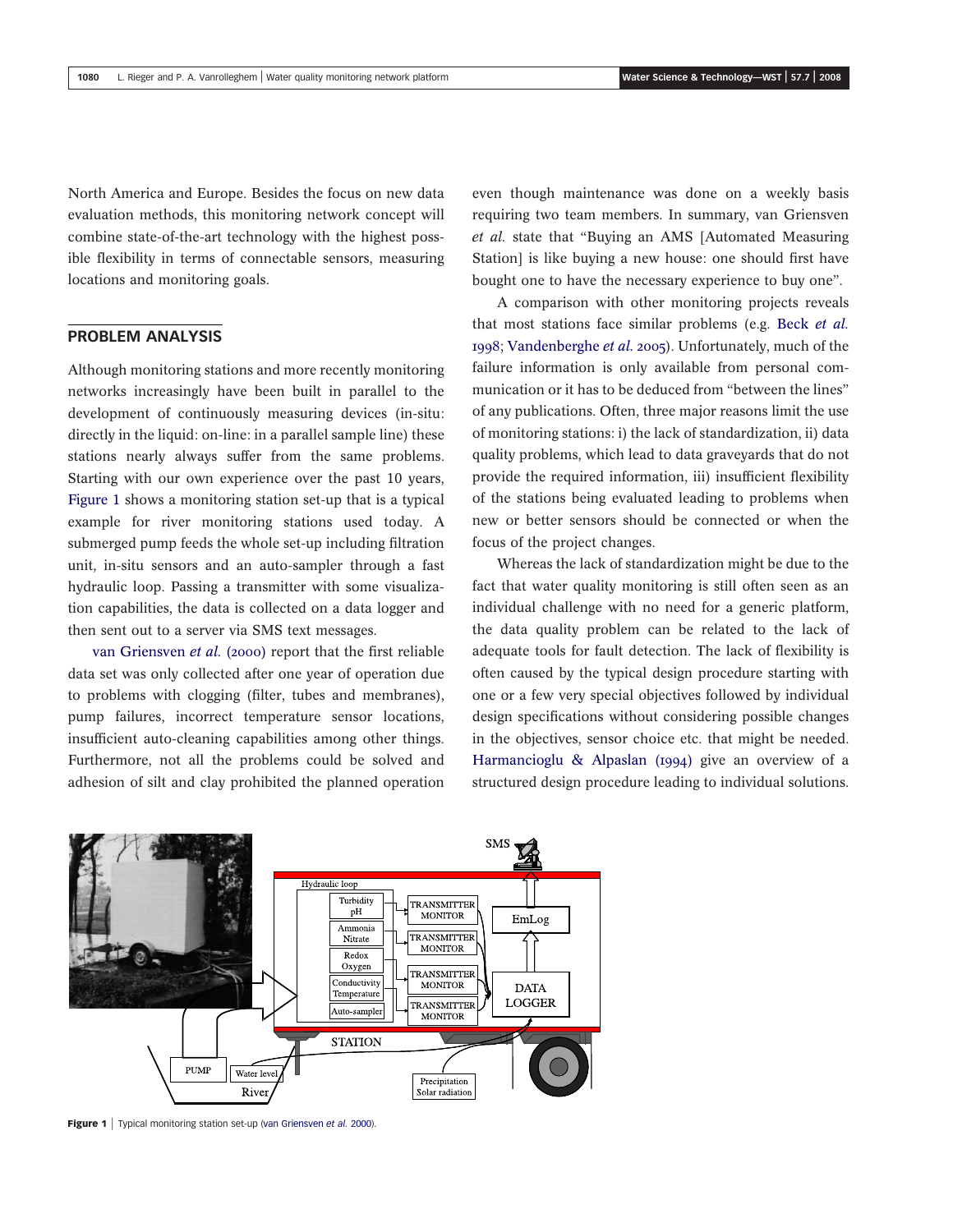North America and Europe. Besides the focus on new data evaluation methods, this monitoring network concept will combine state-of-the-art technology with the highest possible flexibility in terms of connectable sensors, measuring locations and monitoring goals.

## PROBLEM ANALYSIS

Although monitoring stations and more recently monitoring networks increasingly have been built in parallel to the development of continuously measuring devices (in-situ: directly in the liquid: on-line: in a parallel sample line) these stations nearly always suffer from the same problems. Starting with our own experience over the past 10 years, Figure 1 shows a monitoring station set-up that is a typical example for river monitoring stations used today. A submerged pump feeds the whole set-up including filtration unit, in-situ sensors and an auto-sampler through a fast hydraulic loop. Passing a transmitter with some visualization capabilities, the data is collected on a data logger and then sent out to a server via SMS text messages.

van Griensven *et al.* (2000) report that the first reliable data set was only collected after one year of operation due to problems with clogging (filter, tubes and membranes), pump failures, incorrect temperature sensor locations, insufficient auto-cleaning capabilities among other things. Furthermore, not all the problems could be solved and adhesion of silt and clay prohibited the planned operation even though maintenance was done on a weekly basis requiring two team members. In summary, van Griensven *et al.* state that "Buying an AMS [Automated Measuring Station] is like buying a new house: one should first have bought one to have the necessary experience to buy one".

A comparison with other monitoring projects reveals that most stations face similar problems (e.g. Beck *et al.* 1998; Vandenberghe *et al.* 2005). Unfortunately, much of the failure information is only available from personal communication or it has to be deduced from "between the lines" of any publications. Often, three major reasons limit the use of monitoring stations: i) the lack of standardization, ii) data quality problems, which lead to data graveyards that do not provide the required information, iii) insufficient flexibility of the stations being evaluated leading to problems when new or better sensors should be connected or when the focus of the project changes.

Whereas the lack of standardization might be due to the fact that water quality monitoring is still often seen as an individual challenge with no need for a generic platform, the data quality problem can be related to the lack of adequate tools for fault detection. The lack of flexibility is often caused by the typical design procedure starting with one or a few very special objectives followed by individual design specifications without considering possible changes in the objectives, sensor choice etc. that might be needed. Harmancioglu & Alpaslan (1994) give an overview of a structured design procedure leading to individual solutions.

**Figure 1** | Typical monitoring station set-up (van Griensven *et al.* 2000).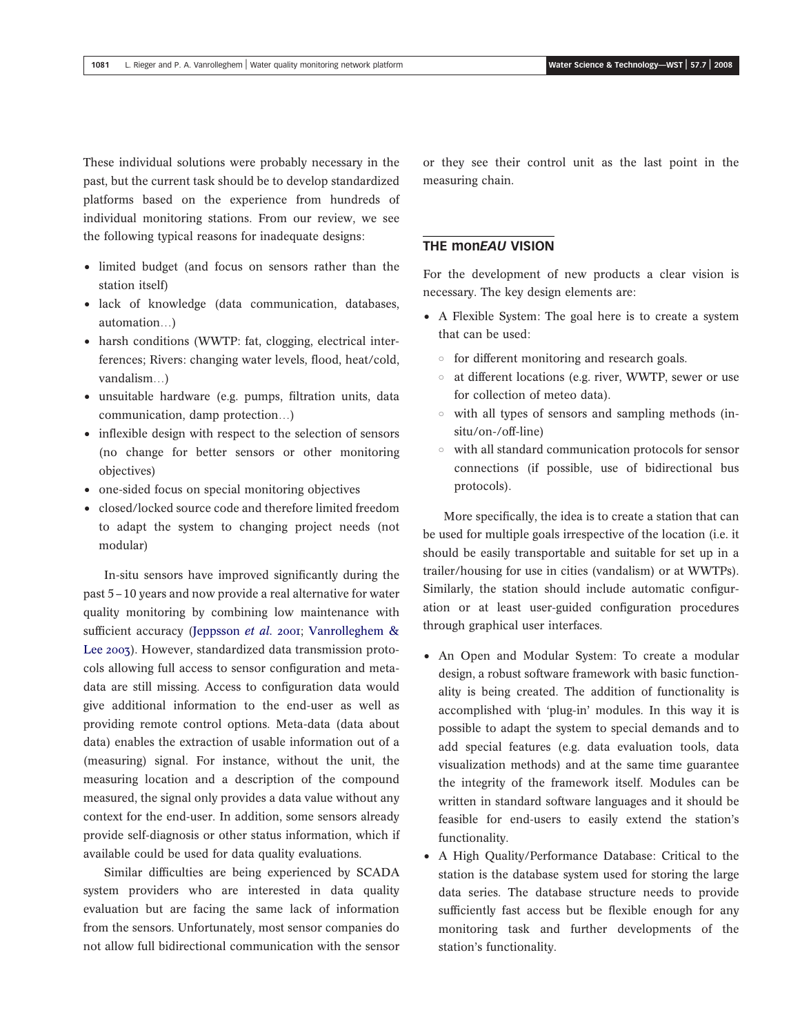These individual solutions were probably necessary in the past, but the current task should be to develop standardized platforms based on the experience from hundreds of individual monitoring stations. From our review, we see the following typical reasons for inadequate designs:

- limited budget (and focus on sensors rather than the station itself)
- lack of knowledge (data communication, databases, automation…)
- harsh conditions (WWTP: fat, clogging, electrical interferences; Rivers: changing water levels, flood, heat/cold, vandalism…)
- unsuitable hardware (e.g. pumps, filtration units, data communication, damp protection…)
- inflexible design with respect to the selection of sensors (no change for better sensors or other monitoring objectives)
- one-sided focus on special monitoring objectives
- closed/locked source code and therefore limited freedom to adapt the system to changing project needs (not modular)

In-situ sensors have improved significantly during the past 5–10 years and now provide a real alternative for water quality monitoring by combining low maintenance with sufficient accuracy (Jeppsson *et al.* 2001; Vanrolleghem & Lee 2003). However, standardized data transmission protocols allowing full access to sensor configuration and meta-data are still missing. Access to configuration data would give additional information to the end-user as well as providing remote control options. Meta-data (data about data) enables the extraction of usable information out of a (measuring) signal. For instance, without the unit, the measuring location and a description of the compound measured, the signal only provides a data value without any context for the end-user. In addition, some sensors already provide self-diagnosis or other status information, which if available could be used for data quality evaluations.

Similar difficulties are being experienced by SCADA system providers who are interested in data quality evaluation but are facing the same lack of information from the sensors. Unfortunately, most sensor companies do not allow full bidirectional communication with the sensor or they see their control unit as the last point in the measuring chain.

## THE mon*EAU* VISION

For the development of new products a clear vision is necessary. The key design elements are:

- A Flexible System: The goal here is to create a system that can be used:
  - for different monitoring and research goals.
  - at different locations (e.g. river, WWTP, sewer or use for collection of meteo data).
  - with all types of sensors and sampling methods (in-situ/on-/off-line)
  - with all standard communication protocols for sensor connections (if possible, use of bidirectional bus protocols).

More specifically, the idea is to create a station that can be used for multiple goals irrespective of the location (i.e. it should be easily transportable and suitable for set up in a trailer/housing for use in cities (vandalism) or at WWTPs). Similarly, the station should include automatic configuration or at least user-guided configuration procedures through graphical user interfaces.

- An Open and Modular System: To create a modular design, a robust software framework with basic functionality is being created. The addition of functionality is accomplished with 'plug-in' modules. In this way it is possible to adapt the system to special demands and to add special features (e.g. data evaluation tools, data visualization methods) and at the same time guarantee the integrity of the framework itself. Modules can be written in standard software languages and it should be feasible for end-users to easily extend the station's functionality.
- A High Quality/Performance Database: Critical to the station is the database system used for storing the large data series. The database structure needs to provide sufficiently fast access but be flexible enough for any monitoring task and further developments of the station's functionality.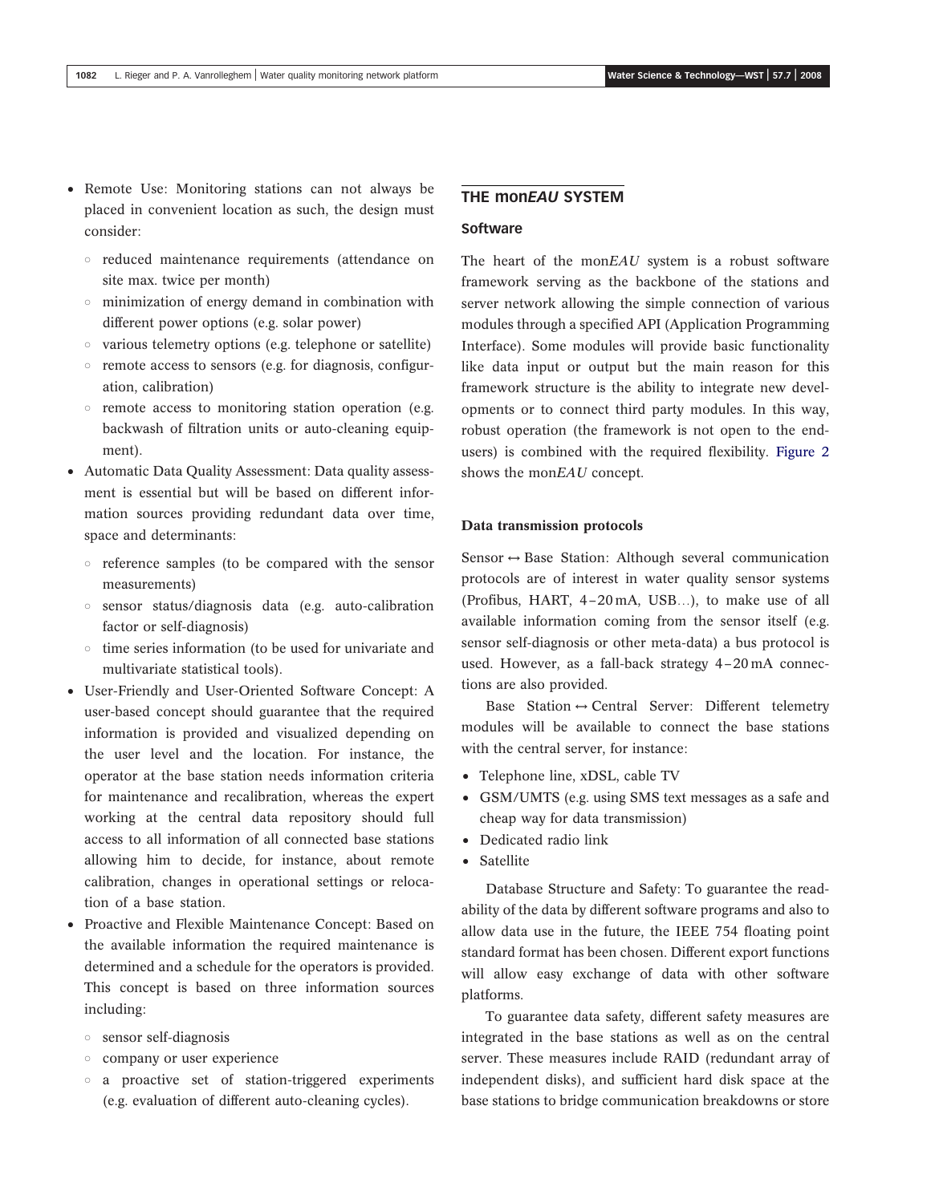- Remote Use: Monitoring stations can not always be placed in convenient location as such, the design must consider:
  - reduced maintenance requirements (attendance on site max. twice per month)
  - minimization of energy demand in combination with different power options (e.g. solar power)
  - various telemetry options (e.g. telephone or satellite)
  - remote access to sensors (e.g. for diagnosis, configuration, calibration)
  - remote access to monitoring station operation (e.g. backwash of filtration units or auto-cleaning equipment).
- Automatic Data Quality Assessment: Data quality assessment is essential but will be based on different information sources providing redundant data over time, space and determinants:
  - reference samples (to be compared with the sensor measurements)
  - sensor status/diagnosis data (e.g. auto-calibration factor or self-diagnosis)
  - time series information (to be used for univariate and multivariate statistical tools).
- User-Friendly and User-Oriented Software Concept: A user-based concept should guarantee that the required information is provided and visualized depending on the user level and the location. For instance, the operator at the base station needs information criteria for maintenance and recalibration, whereas the expert working at the central data repository should full access to all information of all connected base stations allowing him to decide, for instance, about remote calibration, changes in operational settings or relocation of a base station.
- Proactive and Flexible Maintenance Concept: Based on the available information the required maintenance is determined and a schedule for the operators is provided. This concept is based on three information sources including:
  - sensor self-diagnosis
  - company or user experience
  - a proactive set of station-triggered experiments (e.g. evaluation of different auto-cleaning cycles).

## THE mon*EAU* SYSTEM

### Software

The heart of the mon*EAU* system is a robust software framework serving as the backbone of the stations and server network allowing the simple connection of various modules through a specified API (Application Programming Interface). Some modules will provide basic functionality like data input or output but the main reason for this framework structure is the ability to integrate new developments or to connect third party modules. In this way, robust operation (the framework is not open to the end-users) is combined with the required flexibility. Figure 2 shows the mon*EAU* concept.

#### Data transmission protocols

Sensor ↔ Base Station: Although several communication protocols are of interest in water quality sensor systems (Profibus, HART, 4–20 mA, USB…), to make use of all available information coming from the sensor itself (e.g. sensor self-diagnosis or other meta-data) a bus protocol is used. However, as a fall-back strategy 4–20 mA connections are also provided.

Base Station ↔ Central Server: Different telemetry modules will be available to connect the base stations with the central server, for instance:

- Telephone line, xDSL, cable TV
- GSM/UMTS (e.g. using SMS text messages as a safe and cheap way for data transmission)
- Dedicated radio link
- Satellite

Database Structure and Safety: To guarantee the readability of the data by different software programs and also to allow data use in the future, the IEEE 754 floating point standard format has been chosen. Different export functions will allow easy exchange of data with other software platforms.

To guarantee data safety, different safety measures are integrated in the base stations as well as on the central server. These measures include RAID (redundant array of independent disks), and sufficient hard disk space at the base stations to bridge communication breakdowns or store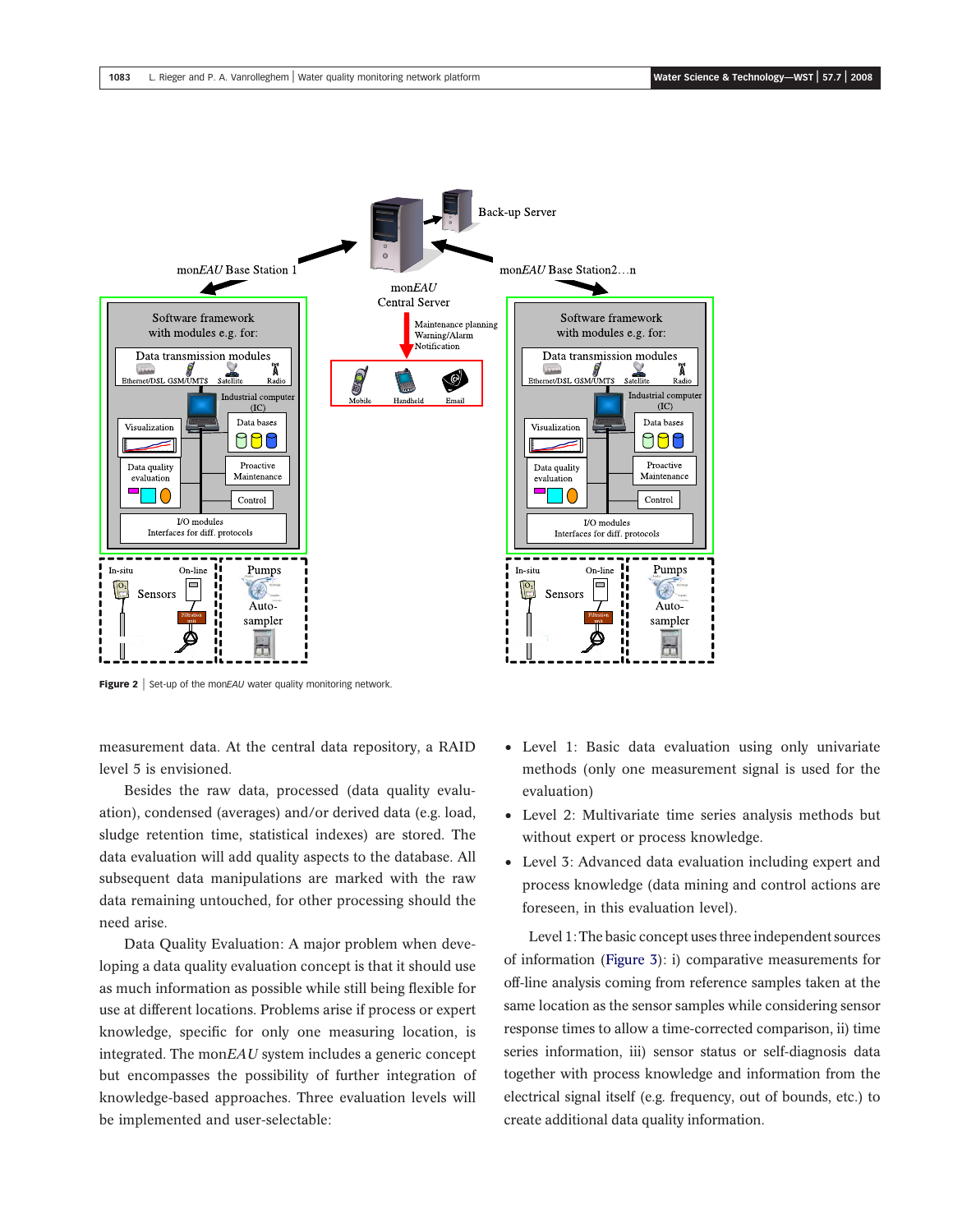**Figure 2** | Set-up of the mon*EAU* water quality monitoring network.

measurement data. At the central data repository, a RAID level 5 is envisioned.

Besides the raw data, processed (data quality evaluation), condensed (averages) and/or derived data (e.g. load, sludge retention time, statistical indexes) are stored. The data evaluation will add quality aspects to the database. All subsequent data manipulations are marked with the raw data remaining untouched, for other processing should the need arise.

Data Quality Evaluation: A major problem when developing a data quality evaluation concept is that it should use as much information as possible while still being flexible for use at different locations. Problems arise if process or expert knowledge, specific for only one measuring location, is integrated. The mon*EAU* system includes a generic concept but encompasses the possibility of further integration of knowledge-based approaches. Three evaluation levels will be implemented and user-selectable:

- Level 1: Basic data evaluation using only univariate methods (only one measurement signal is used for the evaluation)
- Level 2: Multivariate time series analysis methods but without expert or process knowledge.
- Level 3: Advanced data evaluation including expert and process knowledge (data mining and control actions are foreseen, in this evaluation level).

Level 1: The basic concept uses three independent sources of information (Figure 3): i) comparative measurements for off-line analysis coming from reference samples taken at the same location as the sensor samples while considering sensor response times to allow a time-corrected comparison, ii) time series information, iii) sensor status or self-diagnosis data together with process knowledge and information from the electrical signal itself (e.g. frequency, out of bounds, etc.) to create additional data quality information.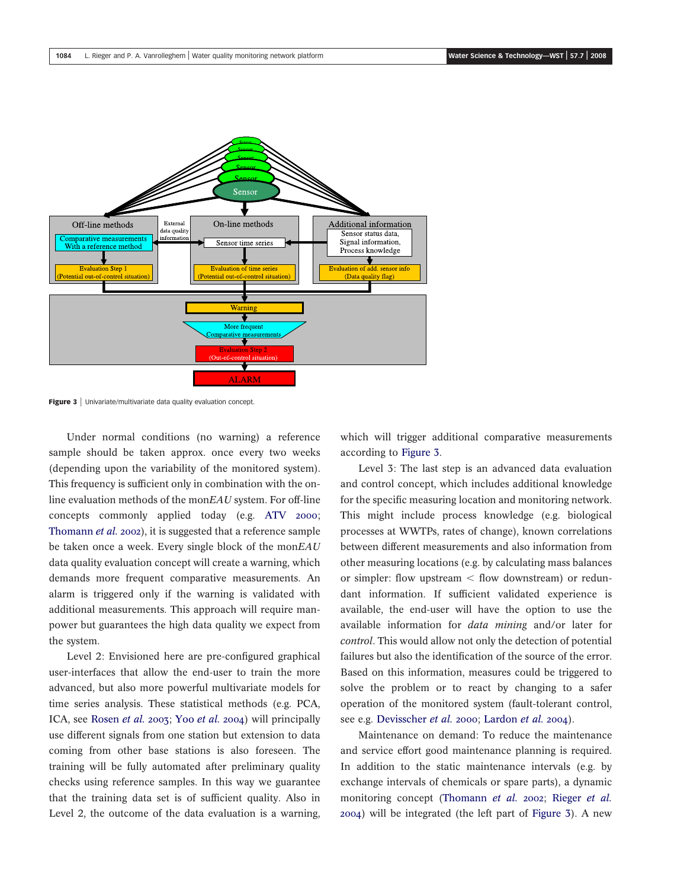Figure 3 | Univariate/multivariate data quality evaluation concept.

Under normal conditions (no warning) a reference sample should be taken approx. once every two weeks (depending upon the variability of the monitored system). This frequency is sufficient only in combination with the on-line evaluation methods of the mon*EAU* system. For off-line concepts commonly applied today (e.g. ATV 2000; Thomann *et al.* 2002), it is suggested that a reference sample be taken once a week. Every single block of the mon*EAU* data quality evaluation concept will create a warning, which demands more frequent comparative measurements. An alarm is triggered only if the warning is validated with additional measurements. This approach will require man-power but guarantees the high data quality we expect from the system.

Level 2: Envisioned here are pre-configured graphical user-interfaces that allow the end-user to train the more advanced, but also more powerful multivariate models for time series analysis. These statistical methods (e.g. PCA, ICA, see Rosen *et al.* 2003; Yoo *et al.* 2004) will principally use different signals from one station but extension to data coming from other base stations is also foreseen. The training will be fully automated after preliminary quality checks using reference samples. In this way we guarantee that the training data set is of sufficient quality. Also in Level 2, the outcome of the data evaluation is a warning, which will trigger additional comparative measurements according to Figure 3.

Level 3: The last step is an advanced data evaluation and control concept, which includes additional knowledge for the specific measuring location and monitoring network. This might include process knowledge (e.g. biological processes at WWTPs, rates of change), known correlations between different measurements and also information from other measuring locations (e.g. by calculating mass balances or simpler: flow upstream < flow downstream) or redundant information. If sufficient validated experience is available, the end-user will have the option to use the available information for *data mining* and/or later for *control*. This would allow not only the detection of potential failures but also the identification of the source of the error. Based on this information, measures could be triggered to solve the problem or to react by changing to a safer operation of the monitored system (fault-tolerant control, see e.g. Devisscher *et al.* 2000; Lardon *et al.* 2004).

Maintenance on demand: To reduce the maintenance and service effort good maintenance planning is required. In addition to the static maintenance intervals (e.g. by exchange intervals of chemicals or spare parts), a dynamic monitoring concept (Thomann *et al.* 2002; Rieger *et al.* 2004) will be integrated (the left part of Figure 3). A new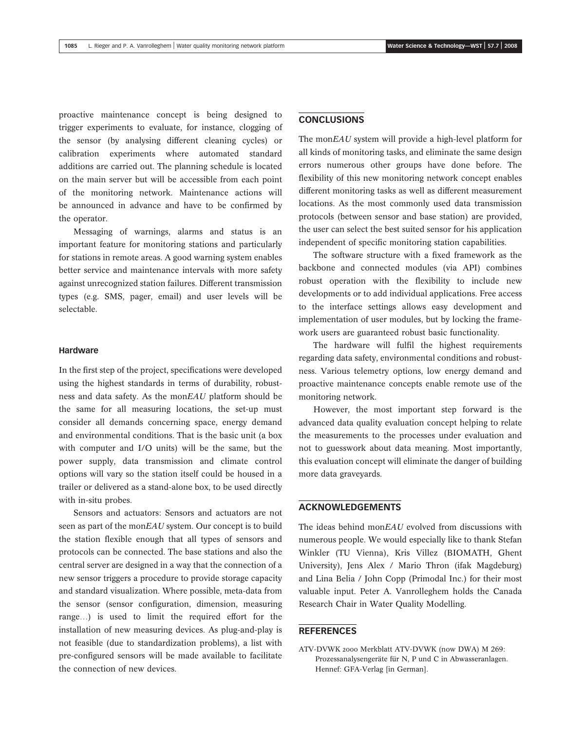proactive maintenance concept is being designed to trigger experiments to evaluate, for instance, clogging of the sensor (by analysing different cleaning cycles) or calibration experiments where automated standard additions are carried out. The planning schedule is located on the main server but will be accessible from each point of the monitoring network. Maintenance actions will be announced in advance and have to be confirmed by the operator.

Messaging of warnings, alarms and status is an important feature for monitoring stations and particularly for stations in remote areas. A good warning system enables better service and maintenance intervals with more safety against unrecognized station failures. Different transmission types (e.g. SMS, pager, email) and user levels will be selectable.

### Hardware

In the first step of the project, specifications were developed using the highest standards in terms of durability, robustness and data safety. As the mon*EAU* platform should be the same for all measuring locations, the set-up must consider all demands concerning space, energy demand and environmental conditions. That is the basic unit (a box with computer and I/O units) will be the same, but the power supply, data transmission and climate control options will vary so the station itself could be housed in a trailer or delivered as a stand-alone box, to be used directly with in-situ probes.

Sensors and actuators: Sensors and actuators are not seen as part of the mon*EAU* system. Our concept is to build the station flexible enough that all types of sensors and protocols can be connected. The base stations and also the central server are designed in a way that the connection of a new sensor triggers a procedure to provide storage capacity and standard visualization. Where possible, meta-data from the sensor (sensor configuration, dimension, measuring range…) is used to limit the required effort for the installation of new measuring devices. As plug-and-play is not feasible (due to standardization problems), a list with pre-configured sensors will be made available to facilitate the connection of new devices.

## CONCLUSIONS

The mon*EAU* system will provide a high-level platform for all kinds of monitoring tasks, and eliminate the same design errors numerous other groups have done before. The flexibility of this new monitoring network concept enables different monitoring tasks as well as different measurement locations. As the most commonly used data transmission protocols (between sensor and base station) are provided, the user can select the best suited sensor for his application independent of specific monitoring station capabilities.

The software structure with a fixed framework as the backbone and connected modules (via API) combines robust operation with the flexibility to include new developments or to add individual applications. Free access to the interface settings allows easy development and implementation of user modules, but by locking the framework users are guaranteed robust basic functionality.

The hardware will fulfil the highest requirements regarding data safety, environmental conditions and robustness. Various telemetry options, low energy demand and proactive maintenance concepts enable remote use of the monitoring network.

However, the most important step forward is the advanced data quality evaluation concept helping to relate the measurements to the processes under evaluation and not to guesswork about data meaning. Most importantly, this evaluation concept will eliminate the danger of building more data graveyards.

## ACKNOWLEDGEMENTS

The ideas behind mon*EAU* evolved from discussions with numerous people. We would especially like to thank Stefan Winkler (TU Vienna), Kris Villez (BIOMATH, Ghent University), Jens Alex / Mario Thron (ifak Magdeburg) and Lina Belia / John Copp (Primodal Inc.) for their most valuable input. Peter A. Vanrolleghem holds the Canada Research Chair in Water Quality Modelling.

## REFERENCES

ATV-DVWK 2000 Merkblatt ATV-DVWK (now DWA) M 269: Prozessanalysengeräte für N, P und C in Abwasseranlagen. Hennef: GFA-Verlag [in German].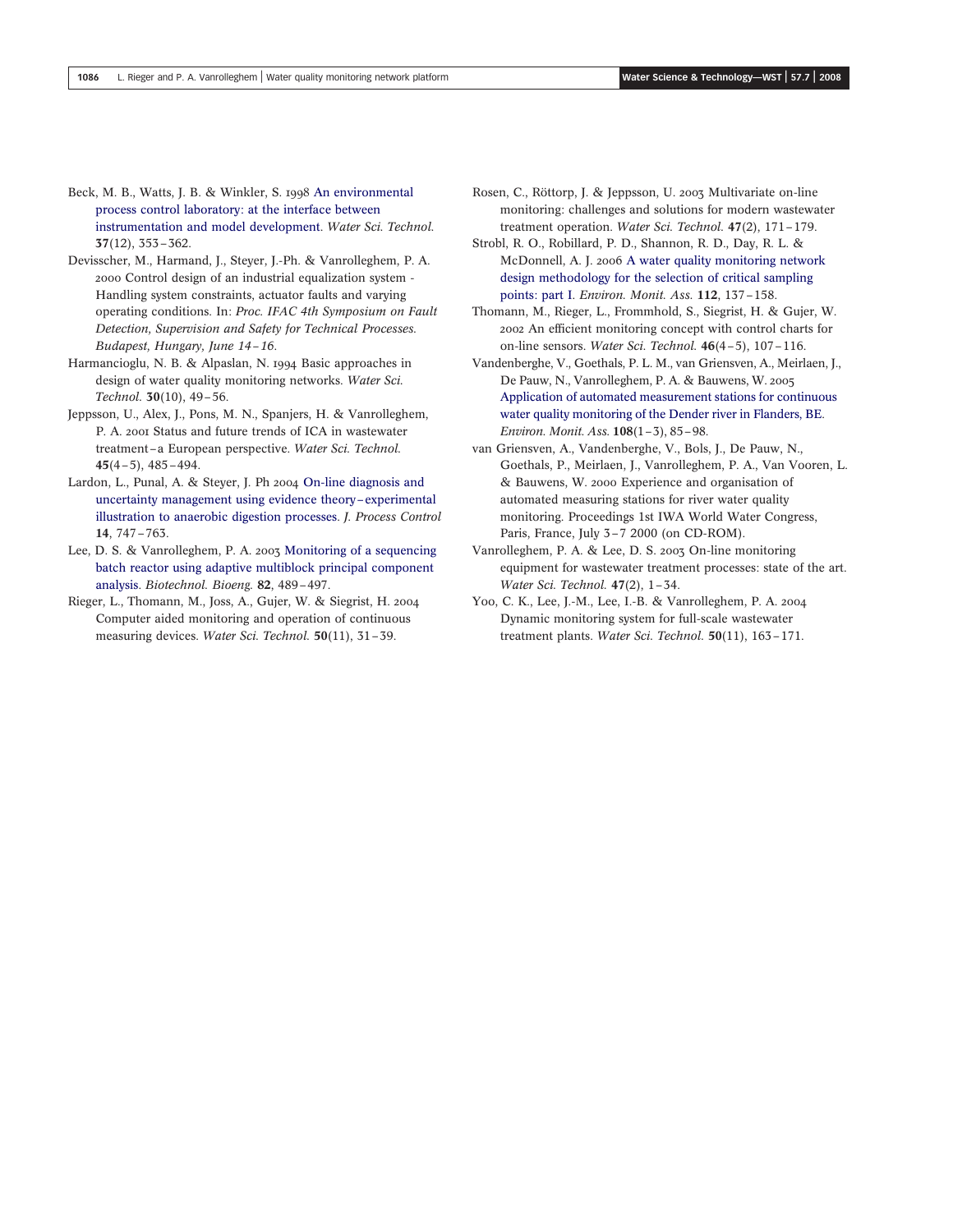Beck, M. B., Watts, J. B. & Winkler, S. 1998 An environmental process control laboratory: at the interface between instrumentation and model development. *Water Sci. Technol.* **37**(12), 353–362.

Devisscher, M., Harmand, J., Steyer, J.-Ph. & Vanrolleghem, P. A. 2000 Control design of an industrial equalization system - Handling system constraints, actuator faults and varying operating conditions. In: *Proc. IFAC 4th Symposium on Fault Detection, Supervision and Safety for Technical Processes. Budapest, Hungary, June 14–16.*

Harmancioglu, N. B. & Alpaslan, N. 1994 Basic approaches in design of water quality monitoring networks. *Water Sci. Technol.* **30**(10), 49–56.

Jeppsson, U., Alex, J., Pons, M. N., Spanjers, H. & Vanrolleghem, P. A. 2001 Status and future trends of ICA in wastewater treatment–a European perspective. *Water Sci. Technol.* **45**(4–5), 485–494.

Lardon, L., Punal, A. & Steyer, J. Ph 2004 On-line diagnosis and uncertainty management using evidence theory–experimental illustration to anaerobic digestion processes. *J. Process Control* **14**, 747–763.

Lee, D. S. & Vanrolleghem, P. A. 2003 Monitoring of a sequencing batch reactor using adaptive multiblock principal component analysis. *Biotechnol. Bioeng.* **82**, 489–497.

Rieger, L., Thomann, M., Joss, A., Gujer, W. & Siegrist, H. 2004 Computer aided monitoring and operation of continuous measuring devices. *Water Sci. Technol.* **50**(11), 31–39.

Rosen, C., Röttorp, J. & Jeppsson, U. 2003 Multivariate on-line monitoring: challenges and solutions for modern wastewater treatment operation. *Water Sci. Technol.* **47**(2), 171–179.

Strobl, R. O., Robillard, P. D., Shannon, R. D., Day, R. L. & McDonnell, A. J. 2006 A water quality monitoring network design methodology for the selection of critical sampling points: part I. *Environ. Monit. Ass.* **112**, 137–158.

Thomann, M., Rieger, L., Frommhold, S., Siegrist, H. & Gujer, W. 2002 An efficient monitoring concept with control charts for on-line sensors. *Water Sci. Technol.* **46**(4–5), 107–116.

Vandenberghe, V., Goethals, P. L. M., van Griensven, A., Meirlaen, J., De Pauw, N., Vanrolleghem, P. A. & Bauwens, W. 2005 Application of automated measurement stations for continuous water quality monitoring of the Dender river in Flanders, BE. *Environ. Monit. Ass.* **108**(1–3), 85–98.

van Griensven, A., Vandenberghe, V., Bols, J., De Pauw, N., Goethals, P., Meirlaen, J., Vanrolleghem, P. A., Van Vooren, L. & Bauwens, W. 2000 Experience and organisation of automated measuring stations for river water quality monitoring. Proceedings 1st IWA World Water Congress, Paris, France, July 3–7 2000 (on CD-ROM).

Vanrolleghem, P. A. & Lee, D. S. 2003 On-line monitoring equipment for wastewater treatment processes: state of the art. *Water Sci. Technol.* **47**(2), 1–34.

Yoo, C. K., Lee, J.-M., Lee, I.-B. & Vanrolleghem, P. A. 2004 Dynamic monitoring system for full-scale wastewater treatment plants. *Water Sci. Technol.* **50**(11), 163–171.